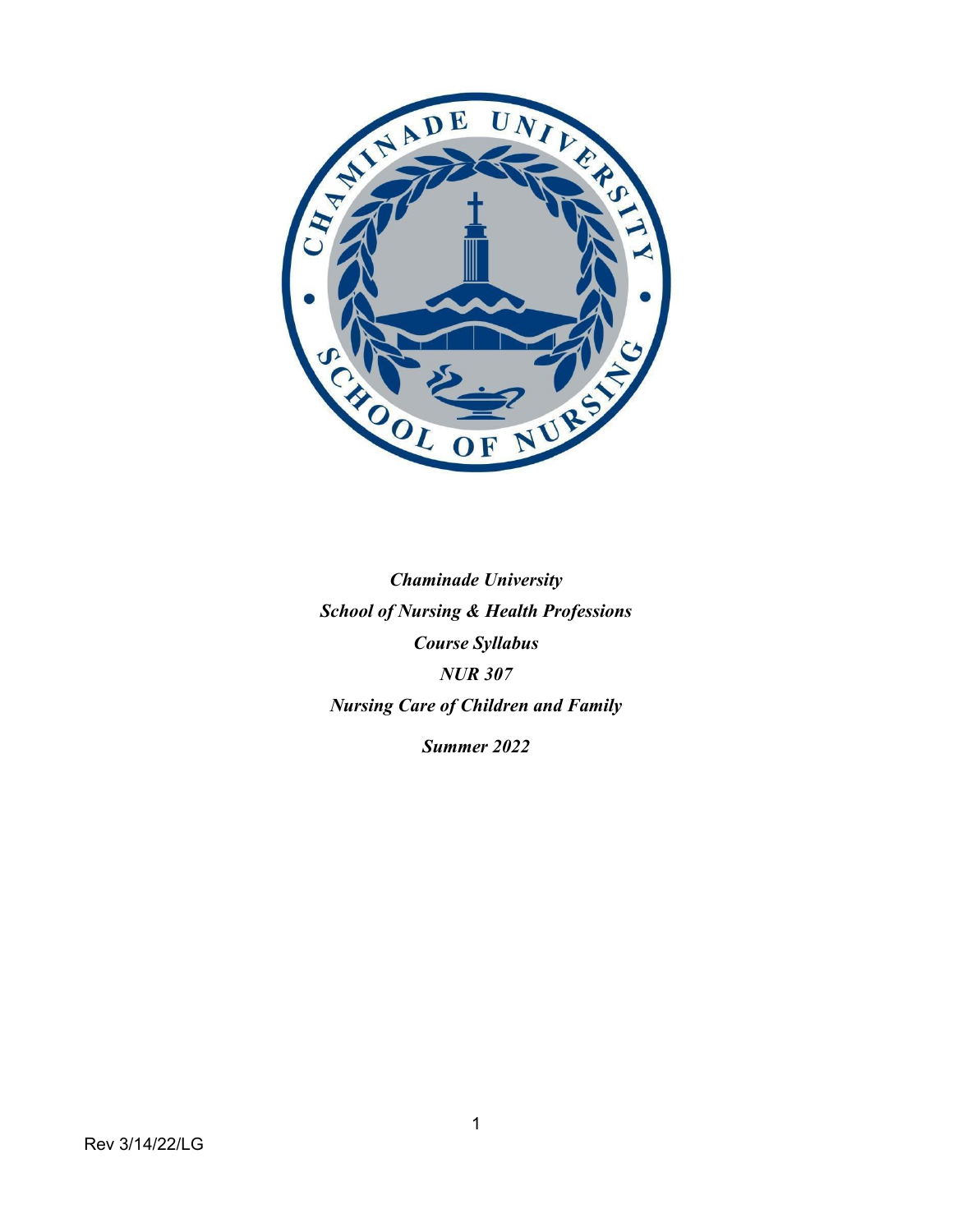***Chaminade University***

***School of Nursing & Health Professions***

***Course Syllabus***

***NUR 307***

***Nursing Care of Children and Family***

***Summer 2022***

Rev 3/14/22/LG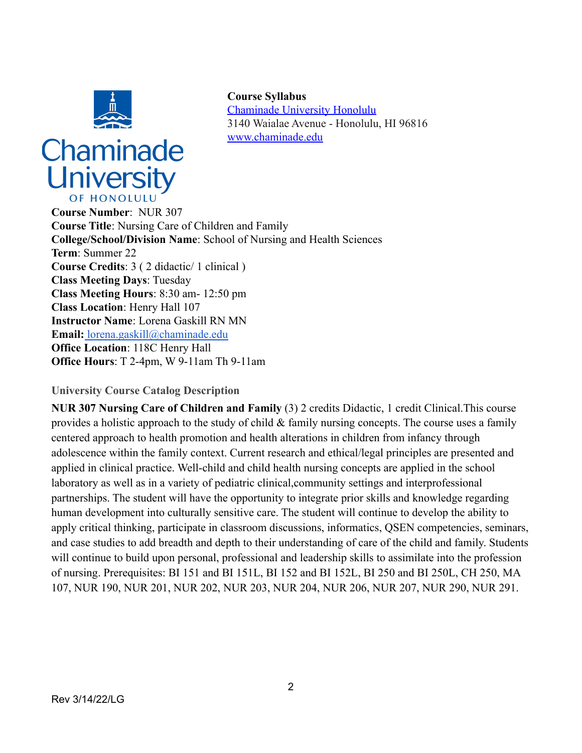**Course Syllabus**
[Chaminade University Honolulu](http://www.chaminade.edu)
3140 Waialae Avenue - Honolulu, HI 96816
[www.chaminade.edu](http://www.chaminade.edu)

**Course Number**: NUR 307
**Course Title**: Nursing Care of Children and Family
**College/School/Division Name**: School of Nursing and Health Sciences
**Term**: Summer 22
**Course Credits**: 3 ( 2 didactic/ 1 clinical )
**Class Meeting Days**: Tuesday
**Class Meeting Hours**: 8:30 am- 12:50 pm
**Class Location**: Henry Hall 107
**Instructor Name**: Lorena Gaskill RN MN
**Email:** lorena.gaskill@chaminade.edu
**Office Location**: 118C Henry Hall
**Office Hours**: T 2-4pm, W 9-11am Th 9-11am

### University Course Catalog Description

**NUR 307 Nursing Care of Children and Family** (3) 2 credits Didactic, 1 credit Clinical.This course provides a holistic approach to the study of child & family nursing concepts. The course uses a family centered approach to health promotion and health alterations in children from infancy through adolescence within the family context. Current research and ethical/legal principles are presented and applied in clinical practice. Well-child and child health nursing concepts are applied in the school laboratory as well as in a variety of pediatric clinical,community settings and interprofessional partnerships. The student will have the opportunity to integrate prior skills and knowledge regarding human development into culturally sensitive care. The student will continue to develop the ability to apply critical thinking, participate in classroom discussions, informatics, QSEN competencies, seminars, and case studies to add breadth and depth to their understanding of care of the child and family. Students will continue to build upon personal, professional and leadership skills to assimilate into the profession of nursing. Prerequisites: BI 151 and BI 151L, BI 152 and BI 152L, BI 250 and BI 250L, CH 250, MA 107, NUR 190, NUR 201, NUR 202, NUR 203, NUR 204, NUR 206, NUR 207, NUR 290, NUR 291.

Rev 3/14/22/LG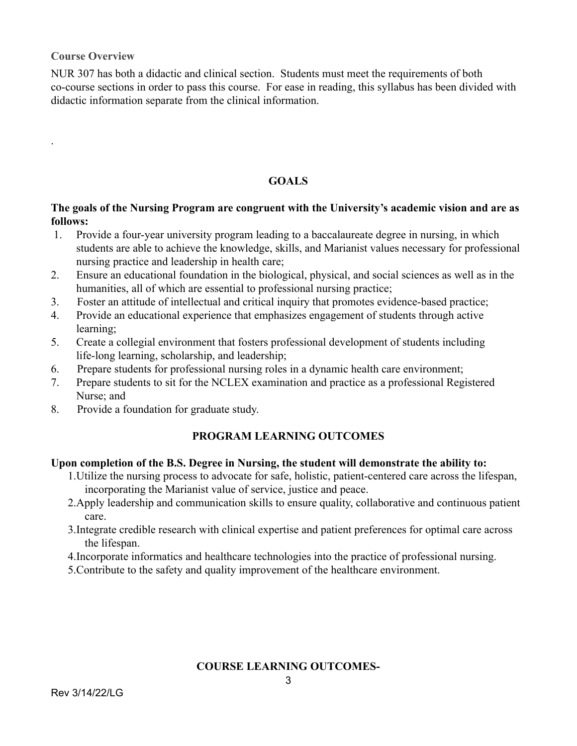**Course Overview**

NUR 307 has both a didactic and clinical section. Students must meet the requirements of both co-course sections in order to pass this course. For ease in reading, this syllabus has been divided with didactic information separate from the clinical information.

.

## GOALS

**The goals of the Nursing Program are congruent with the University's academic vision and are as follows:**

1. Provide a four-year university program leading to a baccalaureate degree in nursing, in which students are able to achieve the knowledge, skills, and Marianist values necessary for professional nursing practice and leadership in health care;
2. Ensure an educational foundation in the biological, physical, and social sciences as well as in the humanities, all of which are essential to professional nursing practice;
3. Foster an attitude of intellectual and critical inquiry that promotes evidence-based practice;
4. Provide an educational experience that emphasizes engagement of students through active learning;
5. Create a collegial environment that fosters professional development of students including life-long learning, scholarship, and leadership;
6. Prepare students for professional nursing roles in a dynamic health care environment;
7. Prepare students to sit for the NCLEX examination and practice as a professional Registered Nurse; and
8. Provide a foundation for graduate study.

## PROGRAM LEARNING OUTCOMES

**Upon completion of the B.S. Degree in Nursing, the student will demonstrate the ability to:**

1. Utilize the nursing process to advocate for safe, holistic, patient-centered care across the lifespan, incorporating the Marianist value of service, justice and peace.
2. Apply leadership and communication skills to ensure quality, collaborative and continuous patient care.
3. Integrate credible research with clinical expertise and patient preferences for optimal care across the lifespan.
4. Incorporate informatics and healthcare technologies into the practice of professional nursing.
5. Contribute to the safety and quality improvement of the healthcare environment.

## COURSE LEARNING OUTCOMES-

Rev 3/14/22/LG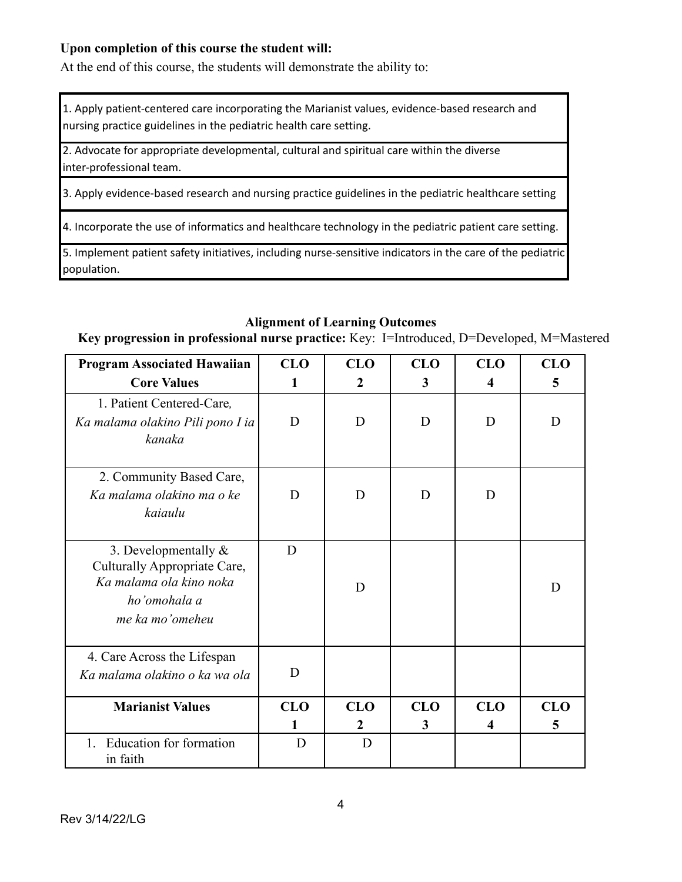**Upon completion of this course the student will:**

At the end of this course, the students will demonstrate the ability to:

| |
|---|
| 1. Apply patient-centered care incorporating the Marianist values, evidence-based research and nursing practice guidelines in the pediatric health care setting. |
| 2. Advocate for appropriate developmental, cultural and spiritual care within the diverse inter-professional team. |
| 3. Apply evidence-based research and nursing practice guidelines in the pediatric healthcare setting |
| 4. Incorporate the use of informatics and healthcare technology in the pediatric patient care setting. |
| 5. Implement patient safety initiatives, including nurse-sensitive indicators in the care of the pediatric population. |

**Alignment of Learning Outcomes**

**Key progression in professional nurse practice:** Key: I=Introduced, D=Developed, M=Mastered

| Program Associated Hawaiian Core Values | CLO 1 | CLO 2 | CLO 3 | CLO 4 | CLO 5 |
|---|---|---|---|---|---|
| 1. Patient Centered-Care, *Ka malama olakino Pili pono I ia kanaka* | D | D | D | D | D |
| 2. Community Based Care, *Ka malama olakino ma o ke kaiaulu* | D | D | D | D | |
| 3. Developmentally & Culturally Appropriate Care, *Ka malama ola kino noka ho'omohala a me ka mo'omeheu* | D | D | | | D |
| 4. Care Across the Lifespan *Ka malama olakino o ka wa ola* | D | | | | |
| **Marianist Values** | **CLO 1** | **CLO 2** | **CLO 3** | **CLO 4** | **CLO 5** |
| 1. Education for formation in faith | D | D | | | |

Rev 3/14/22/LG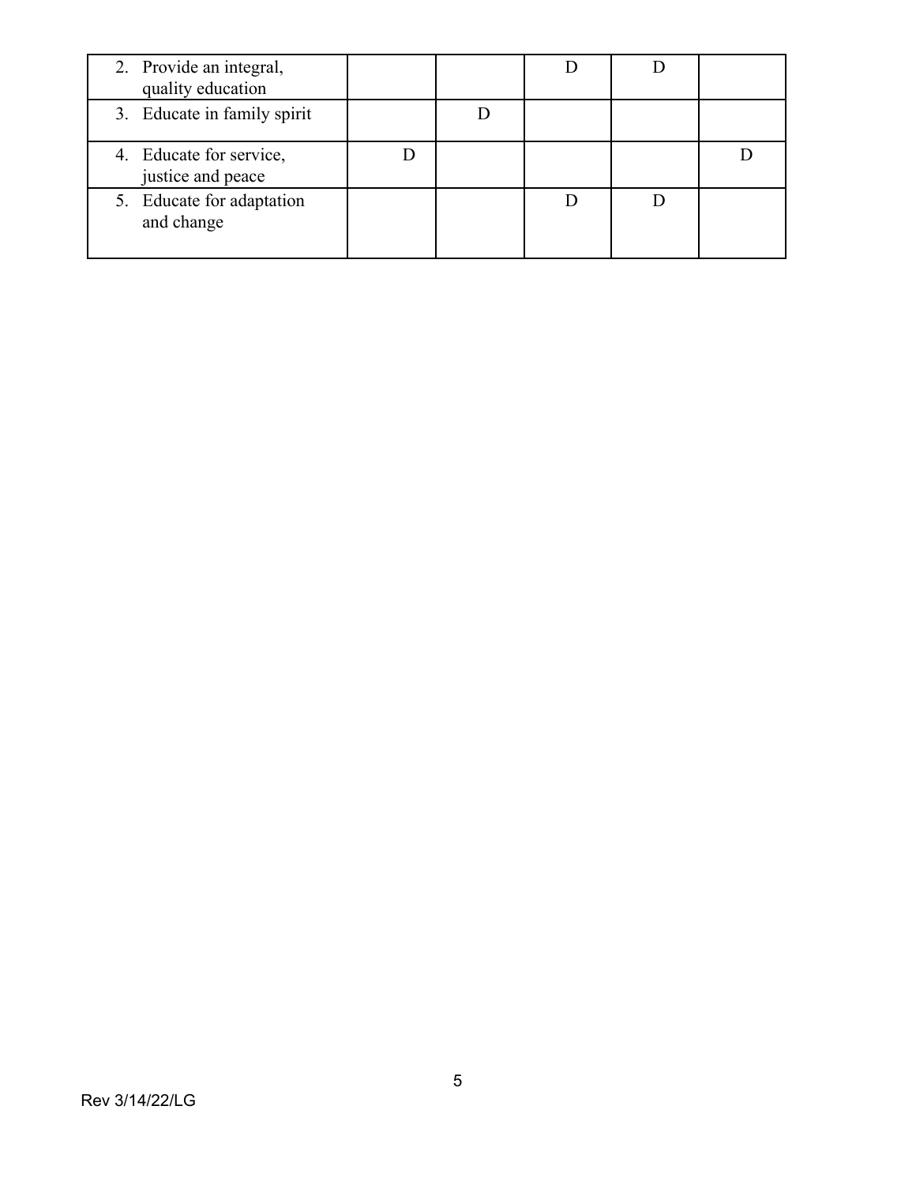| | | | | | |
|---|---|---|---|---|---|
| 2. Provide an integral, quality education | | | D | D | |
| 3. Educate in family spirit | | D | | | |
| 4. Educate for service, justice and peace | D | | | | D |
| 5. Educate for adaptation and change | | | D | D | |

Rev 3/14/22/LG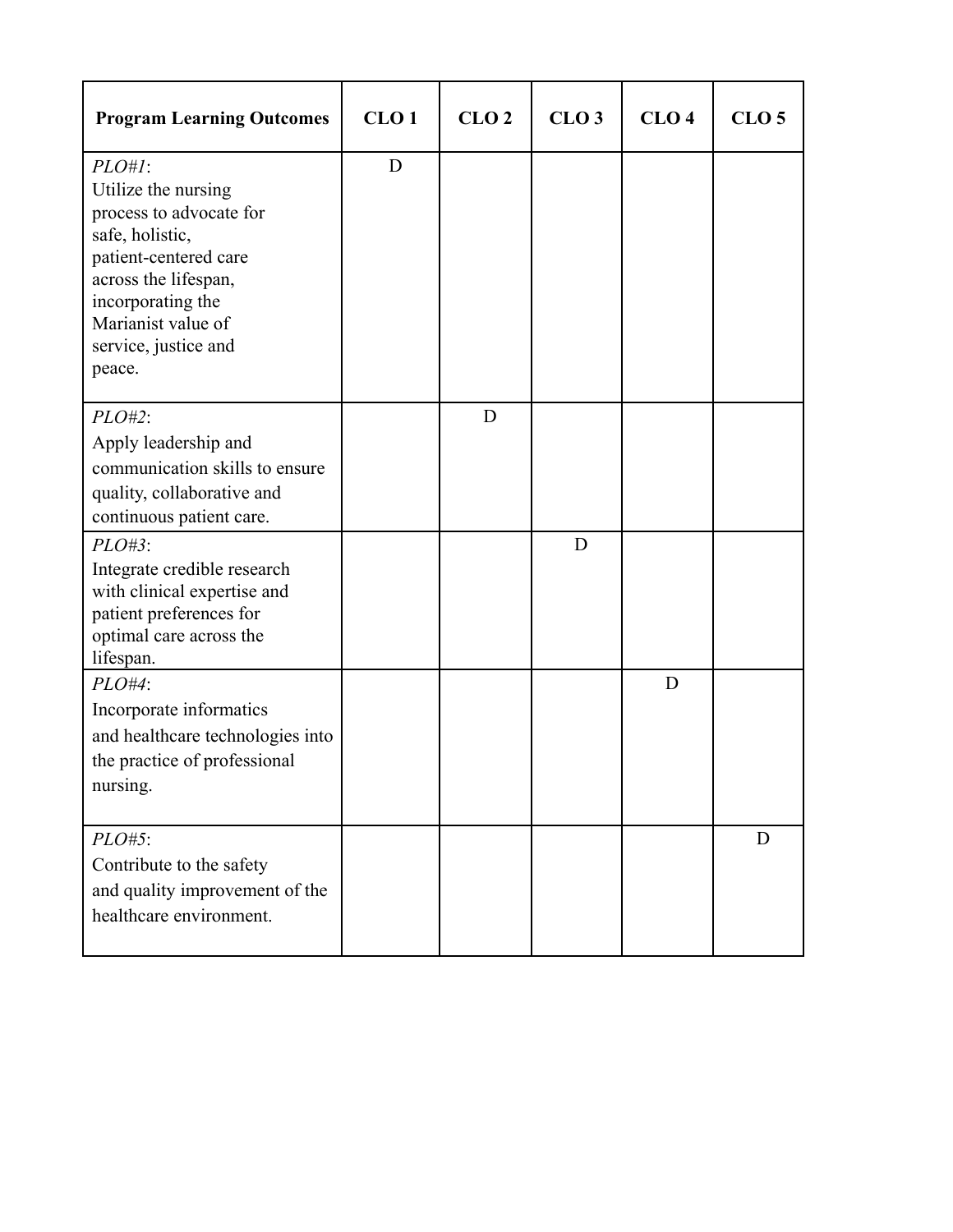| **Program Learning Outcomes** | **CLO 1** | **CLO 2** | **CLO 3** | **CLO 4** | **CLO 5** |
|---|---|---|---|---|---|
| *PLO#1*: Utilize the nursing process to advocate for safe, holistic, patient-centered care across the lifespan, incorporating the Marianist value of service, justice and peace. | D | | | | |
| *PLO#2*: Apply leadership and communication skills to ensure quality, collaborative and continuous patient care. | | D | | | |
| *PLO#3*: Integrate credible research with clinical expertise and patient preferences for optimal care across the lifespan. | | | D | | |
| *PLO#4*: Incorporate informatics and healthcare technologies into the practice of professional nursing. | | | | D | |
| *PLO#5*: Contribute to the safety and quality improvement of the healthcare environment. | | | | | D |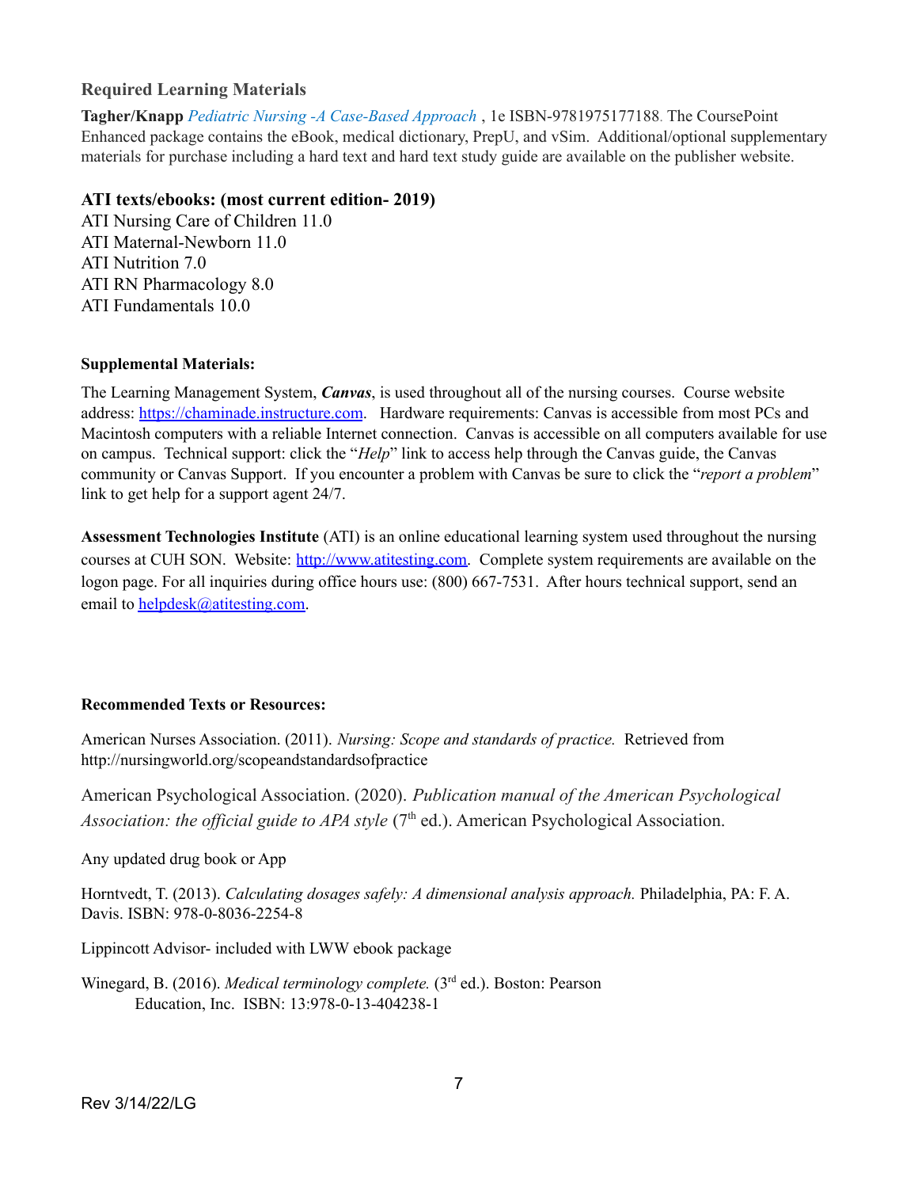### Required Learning Materials

**Tagher/Knapp** *Pediatric Nursing -A Case-Based Approach* , 1e ISBN-9781975177188. The CoursePoint Enhanced package contains the eBook, medical dictionary, PrepU, and vSim. Additional/optional supplementary materials for purchase including a hard text and hard text study guide are available on the publisher website.

**ATI texts/ebooks: (most current edition- 2019)**

ATI Nursing Care of Children 11.0
ATI Maternal-Newborn 11.0
ATI Nutrition 7.0
ATI RN Pharmacology 8.0
ATI Fundamentals 10.0

**Supplemental Materials:**

The Learning Management System, ***Canvas***, is used throughout all of the nursing courses. Course website address: https://chaminade.instructure.com. Hardware requirements: Canvas is accessible from most PCs and Macintosh computers with a reliable Internet connection. Canvas is accessible on all computers available for use on campus. Technical support: click the "*Help*" link to access help through the Canvas guide, the Canvas community or Canvas Support. If you encounter a problem with Canvas be sure to click the "*report a problem*" link to get help for a support agent 24/7.

**Assessment Technologies Institute** (ATI) is an online educational learning system used throughout the nursing courses at CUH SON. Website: http://www.atitesting.com. Complete system requirements are available on the logon page. For all inquiries during office hours use: (800) 667-7531. After hours technical support, send an email to helpdesk@atitesting.com.

**Recommended Texts or Resources:**

American Nurses Association. (2011). *Nursing: Scope and standards of practice.* Retrieved from http://nursingworld.org/scopeandstandardsofpractice

American Psychological Association. (2020). *Publication manual of the American Psychological Association: the official guide to APA style* (7th ed.). American Psychological Association.

Any updated drug book or App

Horntvedt, T. (2013). *Calculating dosages safely: A dimensional analysis approach.* Philadelphia, PA: F. A. Davis. ISBN: 978-0-8036-2254-8

Lippincott Advisor- included with LWW ebook package

Winegard, B. (2016). *Medical terminology complete.* (3rd ed.). Boston: Pearson Education, Inc. ISBN: 13:978-0-13-404238-1

Rev 3/14/22/LG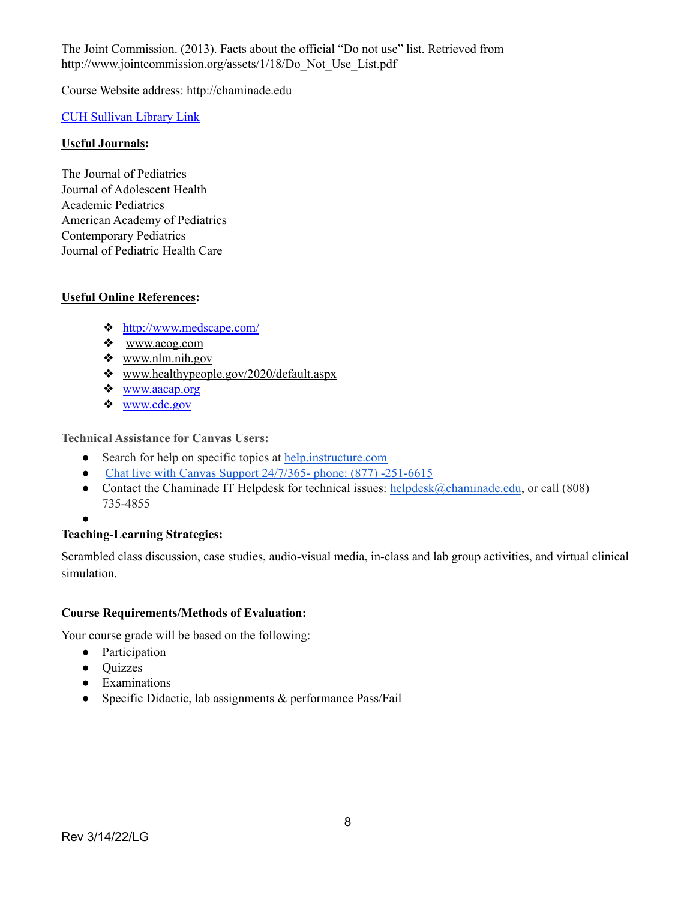The Joint Commission. (2013). Facts about the official "Do not use" list. Retrieved from http://www.jointcommission.org/assets/1/18/Do_Not_Use_List.pdf

Course Website address: http://chaminade.edu

[CUH Sullivan Library Link]

**Useful Journals:**

The Journal of Pediatrics
Journal of Adolescent Health
Academic Pediatrics
American Academy of Pediatrics
Contemporary Pediatrics
Journal of Pediatric Health Care

**Useful Online References:**

- http://www.medscape.com/
- www.acog.com
- www.nlm.nih.gov
- www.healthypeople.gov/2020/default.aspx
- www.aacap.org
- www.cdc.gov

**Technical Assistance for Canvas Users:**

- Search for help on specific topics at help.instructure.com
- Chat live with Canvas Support 24/7/365- phone: (877) -251-6615
- Contact the Chaminade IT Helpdesk for technical issues: helpdesk@chaminade.edu, or call (808) 735-4855

**Teaching-Learning Strategies:**

Scrambled class discussion, case studies, audio-visual media, in-class and lab group activities, and virtual clinical simulation.

**Course Requirements/Methods of Evaluation:**

Your course grade will be based on the following:

- Participation
- Quizzes
- Examinations
- Specific Didactic, lab assignments & performance Pass/Fail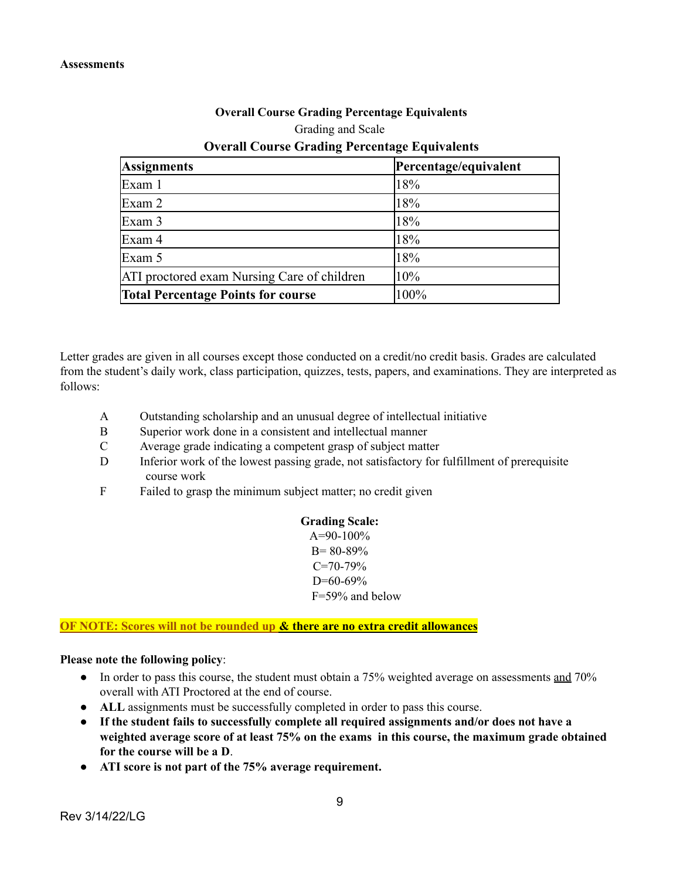**Assessments**

**Overall Course Grading Percentage Equivalents**

Grading and Scale

**Overall Course Grading Percentage Equivalents**

| **Assignments** | **Percentage/equivalent** |
|---|---|
| Exam 1 | 18% |
| Exam 2 | 18% |
| Exam 3 | 18% |
| Exam 4 | 18% |
| Exam 5 | 18% |
| ATI proctored exam Nursing Care of children | 10% |
| **Total Percentage Points for course** | 100% |

Letter grades are given in all courses except those conducted on a credit/no credit basis. Grades are calculated from the student's daily work, class participation, quizzes, tests, papers, and examinations. They are interpreted as follows:

- A Outstanding scholarship and an unusual degree of intellectual initiative
- B Superior work done in a consistent and intellectual manner
- C Average grade indicating a competent grasp of subject matter
- D Inferior work of the lowest passing grade, not satisfactory for fulfillment of prerequisite course work
- F Failed to grasp the minimum subject matter; no credit given

**Grading Scale:**

A=90-100%
B= 80-89%
C=70-79%
D=60-69%
F=59% and below

**OF NOTE: Scores will not be rounded up & there are no extra credit allowances**

**Please note the following policy**:

- In order to pass this course, the student must obtain a 75% weighted average on assessments and 70% overall with ATI Proctored at the end of course.
- **ALL** assignments must be successfully completed in order to pass this course.
- **If the student fails to successfully complete all required assignments and/or does not have a weighted average score of at least 75% on the exams in this course, the maximum grade obtained for the course will be a D**.
- **ATI score is not part of the 75% average requirement.**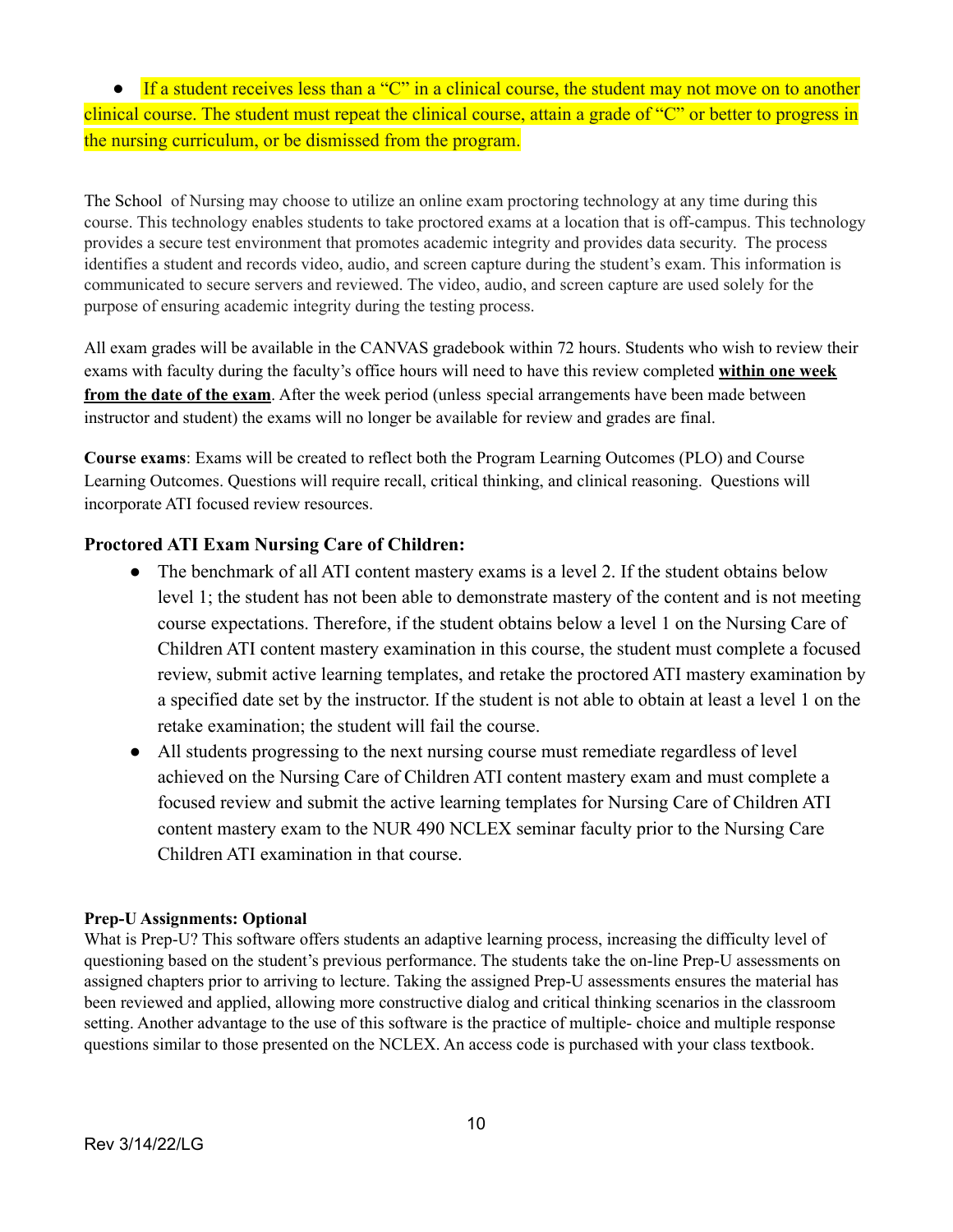- If a student receives less than a “C” in a clinical course, the student may not move on to another clinical course. The student must repeat the clinical course, attain a grade of “C” or better to progress in the nursing curriculum, or be dismissed from the program.

The School of Nursing may choose to utilize an online exam proctoring technology at any time during this course. This technology enables students to take proctored exams at a location that is off-campus. This technology provides a secure test environment that promotes academic integrity and provides data security. The process identifies a student and records video, audio, and screen capture during the student’s exam. This information is communicated to secure servers and reviewed. The video, audio, and screen capture are used solely for the purpose of ensuring academic integrity during the testing process.

All exam grades will be available in the CANVAS gradebook within 72 hours. Students who wish to review their exams with faculty during the faculty’s office hours will need to have this review completed **within one week from the date of the exam**. After the week period (unless special arrangements have been made between instructor and student) the exams will no longer be available for review and grades are final.

**Course exams**: Exams will be created to reflect both the Program Learning Outcomes (PLO) and Course Learning Outcomes. Questions will require recall, critical thinking, and clinical reasoning. Questions will incorporate ATI focused review resources.

### Proctored ATI Exam Nursing Care of Children:

- The benchmark of all ATI content mastery exams is a level 2. If the student obtains below level 1; the student has not been able to demonstrate mastery of the content and is not meeting course expectations. Therefore, if the student obtains below a level 1 on the Nursing Care of Children ATI content mastery examination in this course, the student must complete a focused review, submit active learning templates, and retake the proctored ATI mastery examination by a specified date set by the instructor. If the student is not able to obtain at least a level 1 on the retake examination; the student will fail the course.
- All students progressing to the next nursing course must remediate regardless of level achieved on the Nursing Care of Children ATI content mastery exam and must complete a focused review and submit the active learning templates for Nursing Care of Children ATI content mastery exam to the NUR 490 NCLEX seminar faculty prior to the Nursing Care Children ATI examination in that course.

**Prep-U Assignments: Optional**

What is Prep-U? This software offers students an adaptive learning process, increasing the difficulty level of questioning based on the student’s previous performance. The students take the on-line Prep-U assessments on assigned chapters prior to arriving to lecture. Taking the assigned Prep-U assessments ensures the material has been reviewed and applied, allowing more constructive dialog and critical thinking scenarios in the classroom setting. Another advantage to the use of this software is the practice of multiple- choice and multiple response questions similar to those presented on the NCLEX. An access code is purchased with your class textbook.

Rev 3/14/22/LG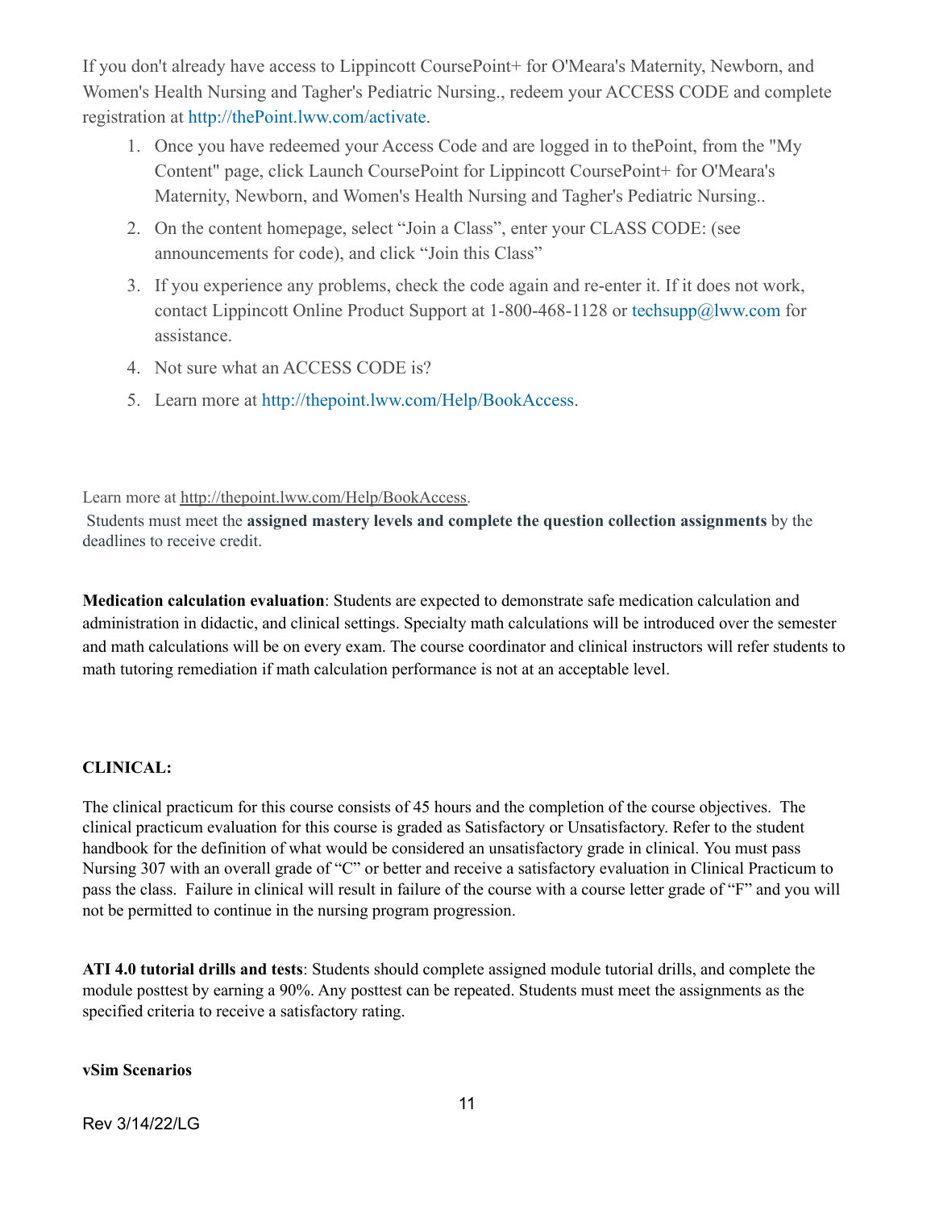If you don't already have access to Lippincott CoursePoint+ for O'Meara's Maternity, Newborn, and Women's Health Nursing and Tagher's Pediatric Nursing., redeem your ACCESS CODE and complete registration at http://thePoint.lww.com/activate.

1. Once you have redeemed your Access Code and are logged in to thePoint, from the "My Content" page, click Launch CoursePoint for Lippincott CoursePoint+ for O'Meara's Maternity, Newborn, and Women's Health Nursing and Tagher's Pediatric Nursing..
2. On the content homepage, select "Join a Class", enter your CLASS CODE: (see announcements for code), and click "Join this Class"
3. If you experience any problems, check the code again and re-enter it. If it does not work, contact Lippincott Online Product Support at 1-800-468-1128 or techsupp@lww.com for assistance.
4. Not sure what an ACCESS CODE is?
5. Learn more at http://thepoint.lww.com/Help/BookAccess.

Learn more at http://thepoint.lww.com/Help/BookAccess.
Students must meet the **assigned mastery levels and complete the question collection assignments** by the deadlines to receive credit.

**Medication calculation evaluation**: Students are expected to demonstrate safe medication calculation and administration in didactic, and clinical settings. Specialty math calculations will be introduced over the semester and math calculations will be on every exam. The course coordinator and clinical instructors will refer students to math tutoring remediation if math calculation performance is not at an acceptable level.

**CLINICAL:**

The clinical practicum for this course consists of 45 hours and the completion of the course objectives. The clinical practicum evaluation for this course is graded as Satisfactory or Unsatisfactory. Refer to the student handbook for the definition of what would be considered an unsatisfactory grade in clinical. You must pass Nursing 307 with an overall grade of "C" or better and receive a satisfactory evaluation in Clinical Practicum to pass the class. Failure in clinical will result in failure of the course with a course letter grade of "F" and you will not be permitted to continue in the nursing program progression.

**ATI 4.0 tutorial drills and tests**: Students should complete assigned module tutorial drills, and complete the module posttest by earning a 90%. Any posttest can be repeated. Students must meet the assignments as the specified criteria to receive a satisfactory rating.

**vSim Scenarios**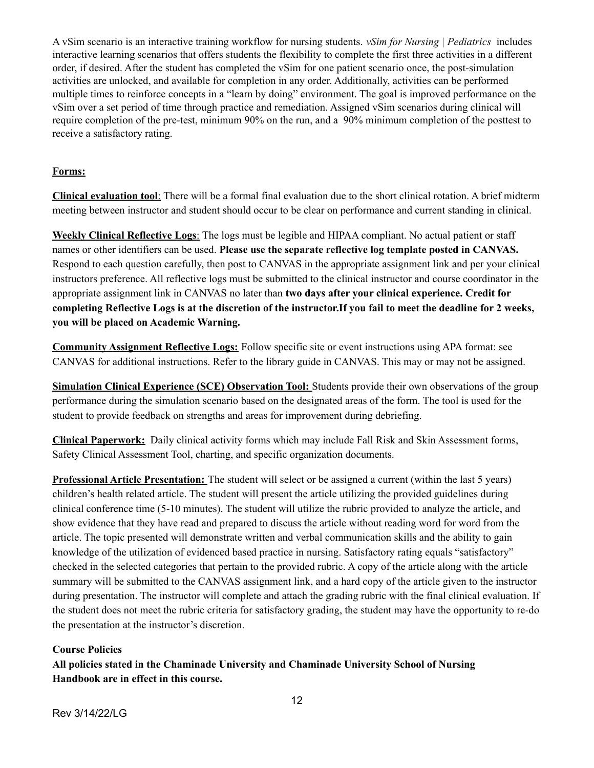A vSim scenario is an interactive training workflow for nursing students. *vSim for Nursing | Pediatrics* includes interactive learning scenarios that offers students the flexibility to complete the first three activities in a different order, if desired. After the student has completed the vSim for one patient scenario once, the post-simulation activities are unlocked, and available for completion in any order. Additionally, activities can be performed multiple times to reinforce concepts in a "learn by doing" environment. The goal is improved performance on the vSim over a set period of time through practice and remediation. Assigned vSim scenarios during clinical will require completion of the pre-test, minimum 90% on the run, and a 90% minimum completion of the posttest to receive a satisfactory rating.

**Forms:**

**Clinical evaluation tool**: There will be a formal final evaluation due to the short clinical rotation. A brief midterm meeting between instructor and student should occur to be clear on performance and current standing in clinical.

**Weekly Clinical Reflective Logs**: The logs must be legible and HIPAA compliant. No actual patient or staff names or other identifiers can be used. **Please use the separate reflective log template posted in CANVAS.** Respond to each question carefully, then post to CANVAS in the appropriate assignment link and per your clinical instructors preference. All reflective logs must be submitted to the clinical instructor and course coordinator in the appropriate assignment link in CANVAS no later than **two days after your clinical experience. Credit for completing Reflective Logs is at the discretion of the instructor.If you fail to meet the deadline for 2 weeks, you will be placed on Academic Warning.**

**Community Assignment Reflective Logs:** Follow specific site or event instructions using APA format: see CANVAS for additional instructions. Refer to the library guide in CANVAS. This may or may not be assigned.

**Simulation Clinical Experience (SCE) Observation Tool:** Students provide their own observations of the group performance during the simulation scenario based on the designated areas of the form. The tool is used for the student to provide feedback on strengths and areas for improvement during debriefing.

**Clinical Paperwork:** Daily clinical activity forms which may include Fall Risk and Skin Assessment forms, Safety Clinical Assessment Tool, charting, and specific organization documents.

**Professional Article Presentation:** The student will select or be assigned a current (within the last 5 years) children's health related article. The student will present the article utilizing the provided guidelines during clinical conference time (5-10 minutes). The student will utilize the rubric provided to analyze the article, and show evidence that they have read and prepared to discuss the article without reading word for word from the article. The topic presented will demonstrate written and verbal communication skills and the ability to gain knowledge of the utilization of evidenced based practice in nursing. Satisfactory rating equals "satisfactory" checked in the selected categories that pertain to the provided rubric. A copy of the article along with the article summary will be submitted to the CANVAS assignment link, and a hard copy of the article given to the instructor during presentation. The instructor will complete and attach the grading rubric with the final clinical evaluation. If the student does not meet the rubric criteria for satisfactory grading, the student may have the opportunity to re-do the presentation at the instructor's discretion.

**Course Policies**

**All policies stated in the Chaminade University and Chaminade University School of Nursing Handbook are in effect in this course.**

Rev 3/14/22/LG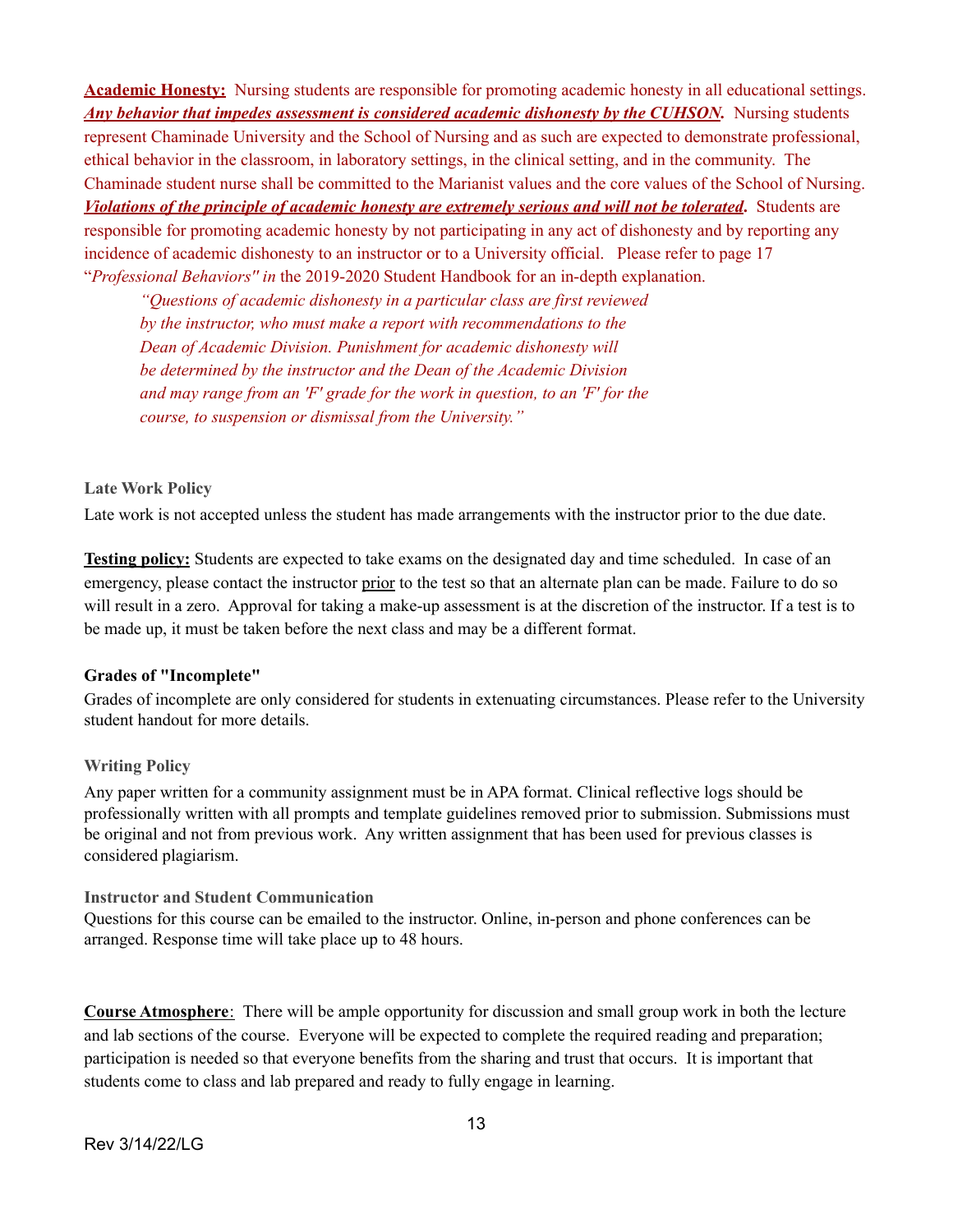**<u>Academic Honesty:</u>** Nursing students are responsible for promoting academic honesty in all educational settings. ***<u>Any behavior that impedes assessment is considered academic dishonesty by the CUHSON</u>.*** Nursing students represent Chaminade University and the School of Nursing and as such are expected to demonstrate professional, ethical behavior in the classroom, in laboratory settings, in the clinical setting, and in the community. The Chaminade student nurse shall be committed to the Marianist values and the core values of the School of Nursing. ***<u>Violations of the principle of academic honesty are extremely serious and will not be tolerated</u>.*** Students are responsible for promoting academic honesty by not participating in any act of dishonesty and by reporting any incidence of academic dishonesty to an instructor or to a University official. Please refer to page 17 "*Professional Behaviors" in* the 2019-2020 Student Handbook for an in-depth explanation.

> *"Questions of academic dishonesty in a particular class are first reviewed by the instructor, who must make a report with recommendations to the Dean of Academic Division. Punishment for academic dishonesty will be determined by the instructor and the Dean of the Academic Division and may range from an 'F' grade for the work in question, to an 'F' for the course, to suspension or dismissal from the University."*

**Late Work Policy**

Late work is not accepted unless the student has made arrangements with the instructor prior to the due date.

**<u>Testing policy:</u>** Students are expected to take exams on the designated day and time scheduled. In case of an emergency, please contact the instructor <u>prior</u> to the test so that an alternate plan can be made. Failure to do so will result in a zero. Approval for taking a make-up assessment is at the discretion of the instructor. If a test is to be made up, it must be taken before the next class and may be a different format.

**Grades of "Incomplete"**

Grades of incomplete are only considered for students in extenuating circumstances. Please refer to the University student handout for more details.

**Writing Policy**

Any paper written for a community assignment must be in APA format. Clinical reflective logs should be professionally written with all prompts and template guidelines removed prior to submission. Submissions must be original and not from previous work. Any written assignment that has been used for previous classes is considered plagiarism.

**Instructor and Student Communication**

Questions for this course can be emailed to the instructor. Online, in-person and phone conferences can be arranged. Response time will take place up to 48 hours.

**<u>Course Atmosphere</u>**: There will be ample opportunity for discussion and small group work in both the lecture and lab sections of the course. Everyone will be expected to complete the required reading and preparation; participation is needed so that everyone benefits from the sharing and trust that occurs. It is important that students come to class and lab prepared and ready to fully engage in learning.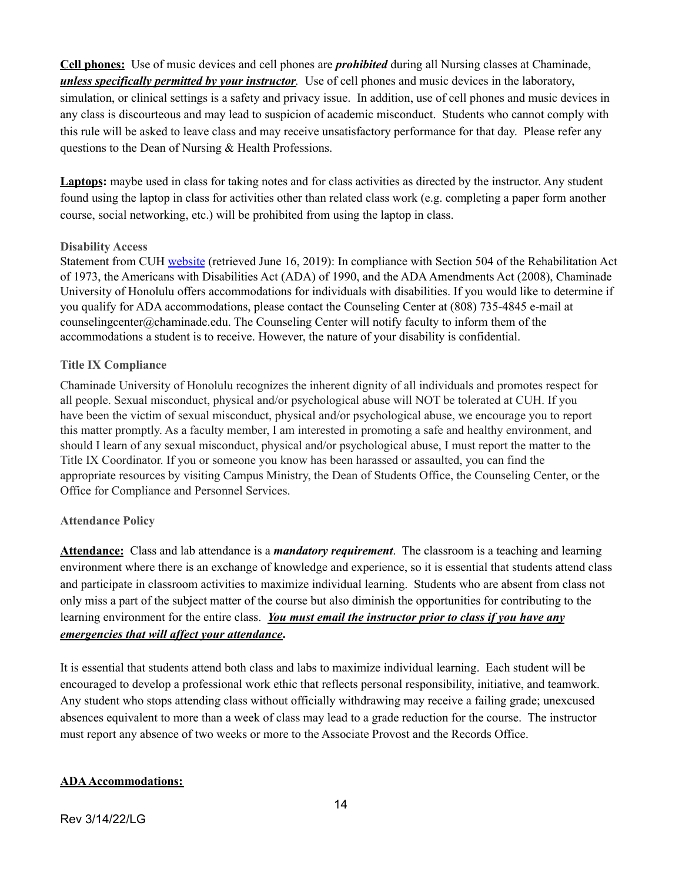**<u>Cell phones:</u>** Use of music devices and cell phones are ***prohibited*** during all Nursing classes at Chaminade, ***<u>unless specifically permitted by your instructor</u>***. Use of cell phones and music devices in the laboratory, simulation, or clinical settings is a safety and privacy issue. In addition, use of cell phones and music devices in any class is discourteous and may lead to suspicion of academic misconduct. Students who cannot comply with this rule will be asked to leave class and may receive unsatisfactory performance for that day. Please refer any questions to the Dean of Nursing & Health Professions.

**<u>Laptops</u>:** maybe used in class for taking notes and for class activities as directed by the instructor. Any student found using the laptop in class for activities other than related class work (e.g. completing a paper form another course, social networking, etc.) will be prohibited from using the laptop in class.

### Disability Access

Statement from CUH [website](website) (retrieved June 16, 2019): In compliance with Section 504 of the Rehabilitation Act of 1973, the Americans with Disabilities Act (ADA) of 1990, and the ADA Amendments Act (2008), Chaminade University of Honolulu offers accommodations for individuals with disabilities. If you would like to determine if you qualify for ADA accommodations, please contact the Counseling Center at (808) 735-4845 e-mail at counselingcenter@chaminade.edu. The Counseling Center will notify faculty to inform them of the accommodations a student is to receive. However, the nature of your disability is confidential.

### Title IX Compliance

Chaminade University of Honolulu recognizes the inherent dignity of all individuals and promotes respect for all people. Sexual misconduct, physical and/or psychological abuse will NOT be tolerated at CUH. If you have been the victim of sexual misconduct, physical and/or psychological abuse, we encourage you to report this matter promptly. As a faculty member, I am interested in promoting a safe and healthy environment, and should I learn of any sexual misconduct, physical and/or psychological abuse, I must report the matter to the Title IX Coordinator. If you or someone you know has been harassed or assaulted, you can find the appropriate resources by visiting Campus Ministry, the Dean of Students Office, the Counseling Center, or the Office for Compliance and Personnel Services.

### Attendance Policy

**<u>Attendance:</u>** Class and lab attendance is a ***mandatory requirement***. The classroom is a teaching and learning environment where there is an exchange of knowledge and experience, so it is essential that students attend class and participate in classroom activities to maximize individual learning. Students who are absent from class not only miss a part of the subject matter of the course but also diminish the opportunities for contributing to the learning environment for the entire class. ***<u>You must email the instructor prior to class if you have any emergencies that will affect your attendance</u>.***

It is essential that students attend both class and labs to maximize individual learning. Each student will be encouraged to develop a professional work ethic that reflects personal responsibility, initiative, and teamwork. Any student who stops attending class without officially withdrawing may receive a failing grade; unexcused absences equivalent to more than a week of class may lead to a grade reduction for the course. The instructor must report any absence of two weeks or more to the Associate Provost and the Records Office.

**<u>ADA Accommodations:</u>**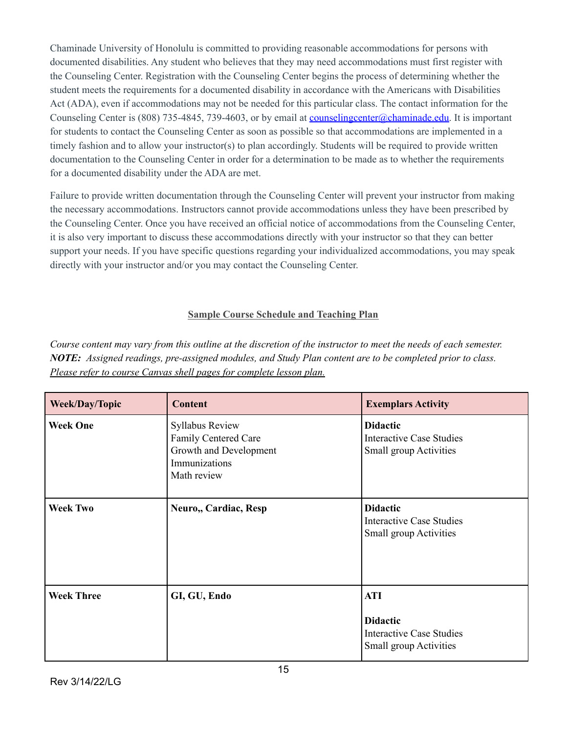Chaminade University of Honolulu is committed to providing reasonable accommodations for persons with documented disabilities. Any student who believes that they may need accommodations must first register with the Counseling Center. Registration with the Counseling Center begins the process of determining whether the student meets the requirements for a documented disability in accordance with the Americans with Disabilities Act (ADA), even if accommodations may not be needed for this particular class. The contact information for the Counseling Center is (808) 735-4845, 739-4603, or by email at counselingcenter@chaminade.edu. It is important for students to contact the Counseling Center as soon as possible so that accommodations are implemented in a timely fashion and to allow your instructor(s) to plan accordingly. Students will be required to provide written documentation to the Counseling Center in order for a determination to be made as to whether the requirements for a documented disability under the ADA are met.

Failure to provide written documentation through the Counseling Center will prevent your instructor from making the necessary accommodations. Instructors cannot provide accommodations unless they have been prescribed by the Counseling Center. Once you have received an official notice of accommodations from the Counseling Center, it is also very important to discuss these accommodations directly with your instructor so that they can better support your needs. If you have specific questions regarding your individualized accommodations, you may speak directly with your instructor and/or you may contact the Counseling Center.

## Sample Course Schedule and Teaching Plan

*Course content may vary from this outline at the discretion of the instructor to meet the needs of each semester.* ***NOTE:*** *Assigned readings, pre-assigned modules, and Study Plan content are to be completed prior to class. Please refer to course Canvas shell pages for complete lesson plan.*

| Week/Day/Topic | Content | Exemplars Activity |
|---|---|---|
| **Week One** | Syllabus Review<br>Family Centered Care<br>Growth and Development<br>Immunizations<br>Math review | **Didactic**<br>Interactive Case Studies<br>Small group Activities |
| **Week Two** | **Neuro,, Cardiac, Resp** | **Didactic**<br>Interactive Case Studies<br>Small group Activities |
| **Week Three** | **GI, GU, Endo** | **ATI**<br><br>**Didactic**<br>Interactive Case Studies<br>Small group Activities |

Rev 3/14/22/LG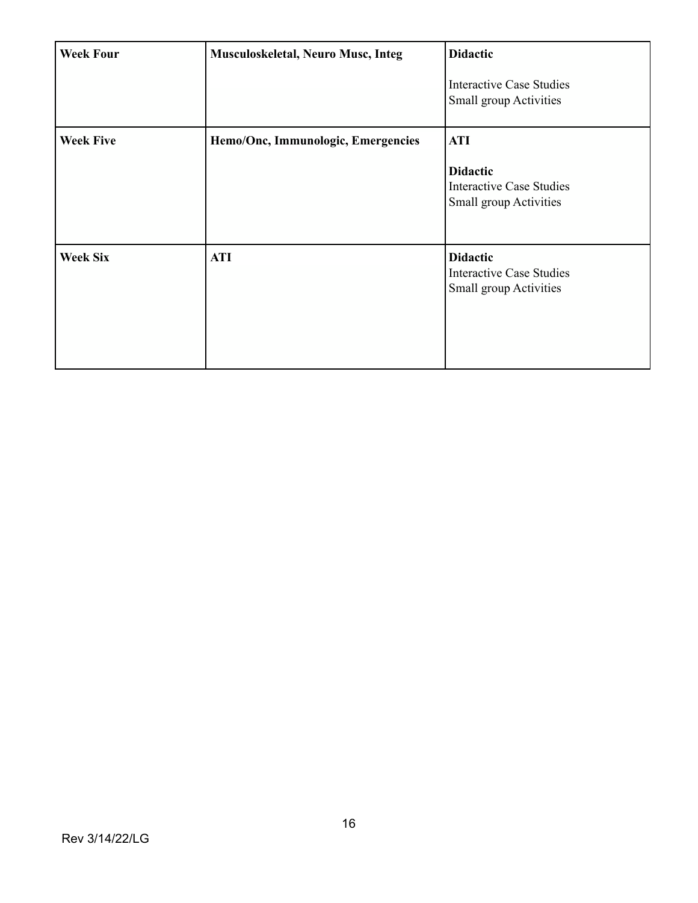| | | |
|---|---|---|
| **Week Four** | **Musculoskeletal, Neuro Musc, Integ** | **Didactic**<br><br>Interactive Case Studies<br>Small group Activities |
| **Week Five** | **Hemo/Onc, Immunologic, Emergencies** | **ATI**<br><br>**Didactic**<br>Interactive Case Studies<br>Small group Activities |
| **Week Six** | **ATI** | **Didactic**<br>Interactive Case Studies<br>Small group Activities |

Rev 3/14/22/LG